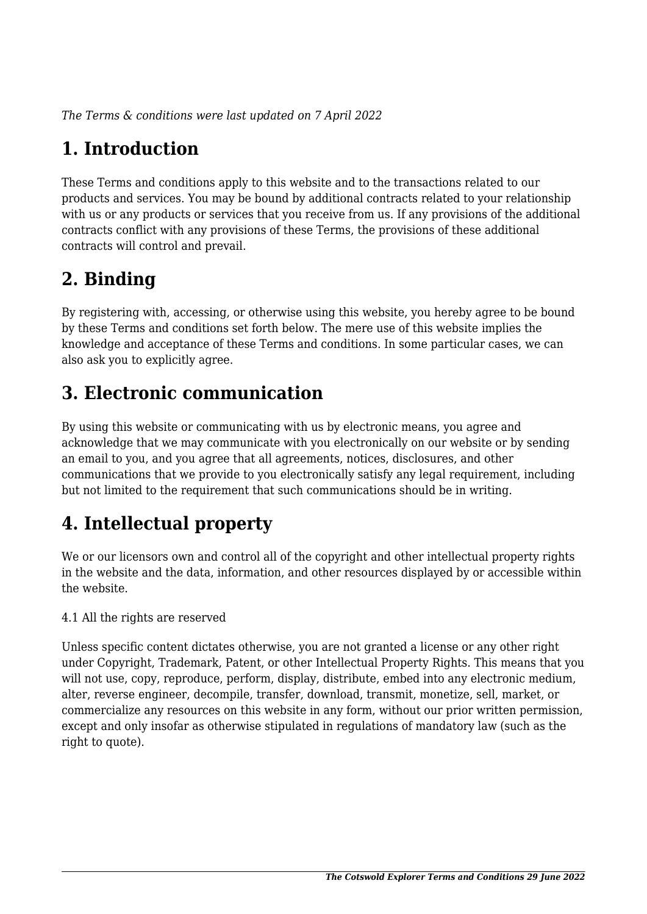*The Terms & conditions were last updated on 7 April 2022*

# 1. Introduction

These Terms and conditions apply to this website and to the transactions related to our products and services. You may be bound by additional contracts related to your relationship with us or any products or services that you receive from us. If any provisions of the additional contracts conflict with any provisions of these Terms, the provisions of these additional contracts will control and prevail.

# 2. Binding

By registering with, accessing, or otherwise using this website, you hereby agree to be bound by these Terms and conditions set forth below. The mere use of this website implies the knowledge and acceptance of these Terms and conditions. In some particular cases, we can also ask you to explicitly agree.

# 3. Electronic communication

By using this website or communicating with us by electronic means, you agree and acknowledge that we may communicate with you electronically on our website or by sending an email to you, and you agree that all agreements, notices, disclosures, and other communications that we provide to you electronically satisfy any legal requirement, including but not limited to the requirement that such communications should be in writing.

# 4. Intellectual property

We or our licensors own and control all of the copyright and other intellectual property rights in the website and the data, information, and other resources displayed by or accessible within the website.

4.1 All the rights are reserved

Unless specific content dictates otherwise, you are not granted a license or any other right under Copyright, Trademark, Patent, or other Intellectual Property Rights. This means that you will not use, copy, reproduce, perform, display, distribute, embed into any electronic medium, alter, reverse engineer, decompile, transfer, download, transmit, monetize, sell, market, or commercialize any resources on this website in any form, without our prior written permission, except and only insofar as otherwise stipulated in regulations of mandatory law (such as the right to quote).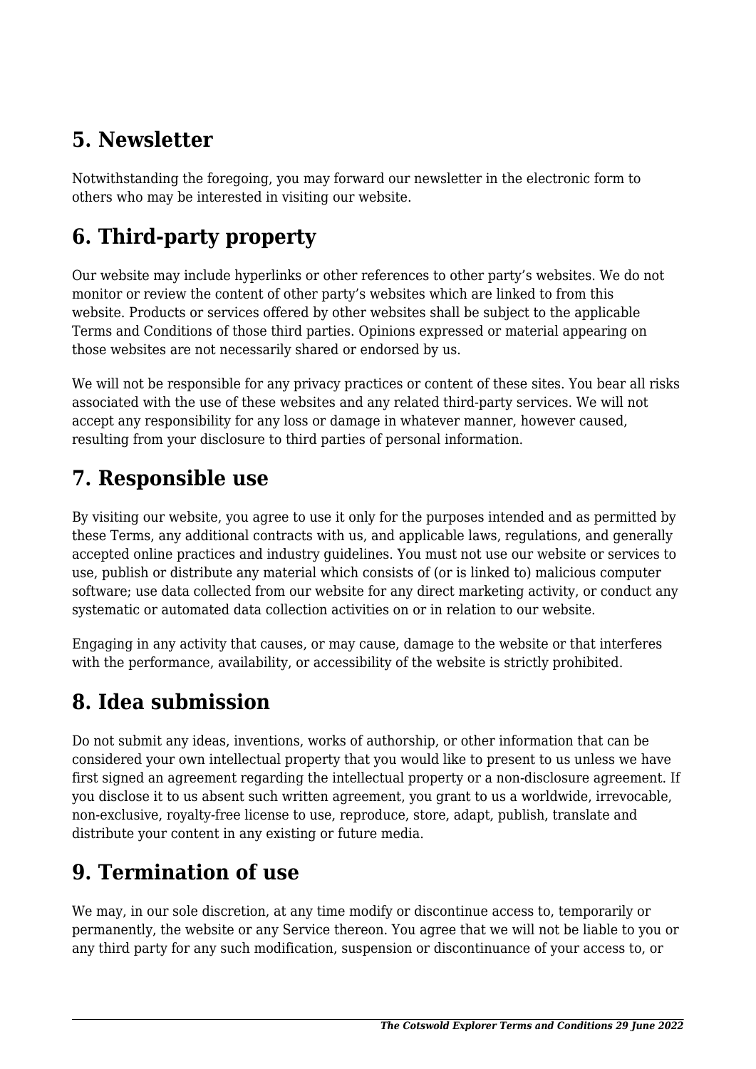## 5. Newsletter

Notwithstanding the foregoing, you may forward our newsletter in the electronic form to others who may be interested in visiting our website.

## 6. Third-party property

Our website may include hyperlinks or other references to other party's websites. We do not monitor or review the content of other party's websites which are linked to from this website. Products or services offered by other websites shall be subject to the applicable Terms and Conditions of those third parties. Opinions expressed or material appearing on those websites are not necessarily shared or endorsed by us.

We will not be responsible for any privacy practices or content of these sites. You bear all risks associated with the use of these websites and any related third-party services. We will not accept any responsibility for any loss or damage in whatever manner, however caused, resulting from your disclosure to third parties of personal information.

## 7. Responsible use

By visiting our website, you agree to use it only for the purposes intended and as permitted by these Terms, any additional contracts with us, and applicable laws, regulations, and generally accepted online practices and industry guidelines. You must not use our website or services to use, publish or distribute any material which consists of (or is linked to) malicious computer software; use data collected from our website for any direct marketing activity, or conduct any systematic or automated data collection activities on or in relation to our website.

Engaging in any activity that causes, or may cause, damage to the website or that interferes with the performance, availability, or accessibility of the website is strictly prohibited.

## 8. Idea submission

Do not submit any ideas, inventions, works of authorship, or other information that can be considered your own intellectual property that you would like to present to us unless we have first signed an agreement regarding the intellectual property or a non-disclosure agreement. If you disclose it to us absent such written agreement, you grant to us a worldwide, irrevocable, non-exclusive, royalty-free license to use, reproduce, store, adapt, publish, translate and distribute your content in any existing or future media.

## 9. Termination of use

We may, in our sole discretion, at any time modify or discontinue access to, temporarily or permanently, the website or any Service thereon. You agree that we will not be liable to you or any third party for any such modification, suspension or discontinuance of your access to, or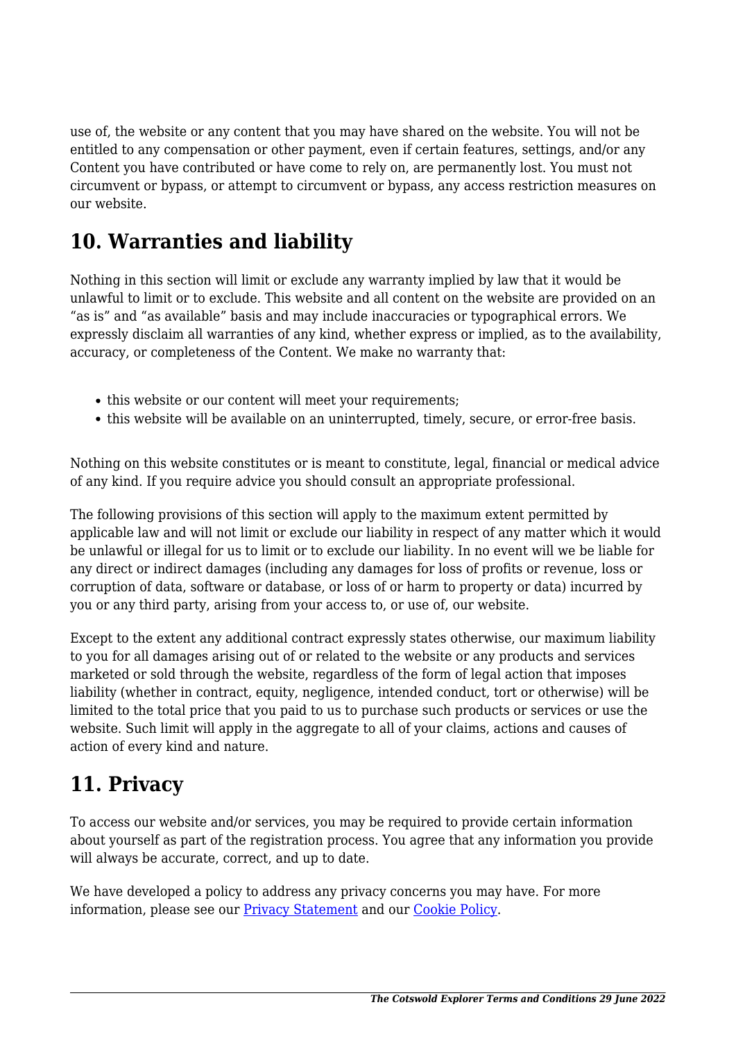use of, the website or any content that you may have shared on the website. You will not be entitled to any compensation or other payment, even if certain features, settings, and/or any Content you have contributed or have come to rely on, are permanently lost. You must not circumvent or bypass, or attempt to circumvent or bypass, any access restriction measures on our website.

## 10. Warranties and liability

Nothing in this section will limit or exclude any warranty implied by law that it would be unlawful to limit or to exclude. This website and all content on the website are provided on an "as is" and "as available" basis and may include inaccuracies or typographical errors. We expressly disclaim all warranties of any kind, whether express or implied, as to the availability, accuracy, or completeness of the Content. We make no warranty that:

- this website or our content will meet your requirements;
- this website will be available on an uninterrupted, timely, secure, or error-free basis.

Nothing on this website constitutes or is meant to constitute, legal, financial or medical advice of any kind. If you require advice you should consult an appropriate professional.

The following provisions of this section will apply to the maximum extent permitted by applicable law and will not limit or exclude our liability in respect of any matter which it would be unlawful or illegal for us to limit or to exclude our liability. In no event will we be liable for any direct or indirect damages (including any damages for loss of profits or revenue, loss or corruption of data, software or database, or loss of or harm to property or data) incurred by you or any third party, arising from your access to, or use of, our website.

Except to the extent any additional contract expressly states otherwise, our maximum liability to you for all damages arising out of or related to the website or any products and services marketed or sold through the website, regardless of the form of legal action that imposes liability (whether in contract, equity, negligence, intended conduct, tort or otherwise) will be limited to the total price that you paid to us to purchase such products or services or use the website. Such limit will apply in the aggregate to all of your claims, actions and causes of action of every kind and nature.

## 11. Privacy

To access our website and/or services, you may be required to provide certain information about yourself as part of the registration process. You agree that any information you provide will always be accurate, correct, and up to date.

We have developed a policy to address any privacy concerns you may have. For more information, please see our [Privacy Statement]() and our [Cookie Policy]().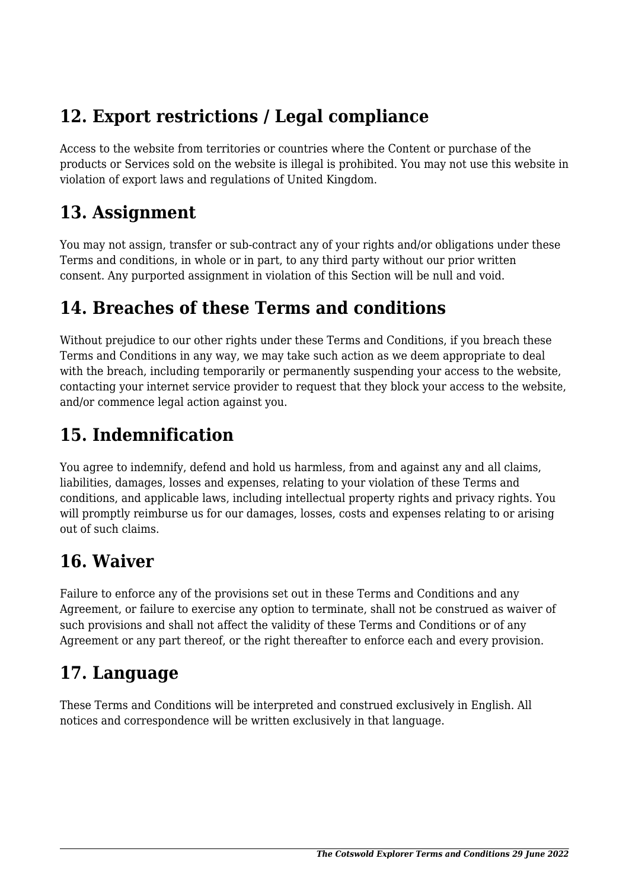## 12. Export restrictions / Legal compliance

Access to the website from territories or countries where the Content or purchase of the products or Services sold on the website is illegal is prohibited. You may not use this website in violation of export laws and regulations of United Kingdom.

## 13. Assignment

You may not assign, transfer or sub-contract any of your rights and/or obligations under these Terms and conditions, in whole or in part, to any third party without our prior written consent. Any purported assignment in violation of this Section will be null and void.

## 14. Breaches of these Terms and conditions

Without prejudice to our other rights under these Terms and Conditions, if you breach these Terms and Conditions in any way, we may take such action as we deem appropriate to deal with the breach, including temporarily or permanently suspending your access to the website, contacting your internet service provider to request that they block your access to the website, and/or commence legal action against you.

## 15. Indemnification

You agree to indemnify, defend and hold us harmless, from and against any and all claims, liabilities, damages, losses and expenses, relating to your violation of these Terms and conditions, and applicable laws, including intellectual property rights and privacy rights. You will promptly reimburse us for our damages, losses, costs and expenses relating to or arising out of such claims.

## 16. Waiver

Failure to enforce any of the provisions set out in these Terms and Conditions and any Agreement, or failure to exercise any option to terminate, shall not be construed as waiver of such provisions and shall not affect the validity of these Terms and Conditions or of any Agreement or any part thereof, or the right thereafter to enforce each and every provision.

## 17. Language

These Terms and Conditions will be interpreted and construed exclusively in English. All notices and correspondence will be written exclusively in that language.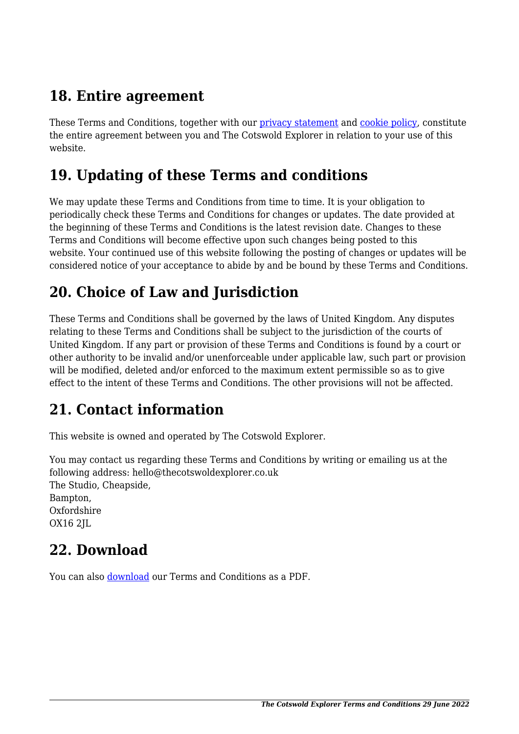## 18. Entire agreement

These Terms and Conditions, together with our privacy statement and cookie policy, constitute the entire agreement between you and The Cotswold Explorer in relation to your use of this website.

## 19. Updating of these Terms and conditions

We may update these Terms and Conditions from time to time. It is your obligation to periodically check these Terms and Conditions for changes or updates. The date provided at the beginning of these Terms and Conditions is the latest revision date. Changes to these Terms and Conditions will become effective upon such changes being posted to this website. Your continued use of this website following the posting of changes or updates will be considered notice of your acceptance to abide by and be bound by these Terms and Conditions.

## 20. Choice of Law and Jurisdiction

These Terms and Conditions shall be governed by the laws of United Kingdom. Any disputes relating to these Terms and Conditions shall be subject to the jurisdiction of the courts of United Kingdom. If any part or provision of these Terms and Conditions is found by a court or other authority to be invalid and/or unenforceable under applicable law, such part or provision will be modified, deleted and/or enforced to the maximum extent permissible so as to give effect to the intent of these Terms and Conditions. The other provisions will not be affected.

## 21. Contact information

This website is owned and operated by The Cotswold Explorer.

You may contact us regarding these Terms and Conditions by writing or emailing us at the following address: hello@thecotswoldexplorer.co.uk
The Studio, Cheapside,
Bampton,
Oxfordshire
OX16 2JL

## 22. Download

You can also download our Terms and Conditions as a PDF.